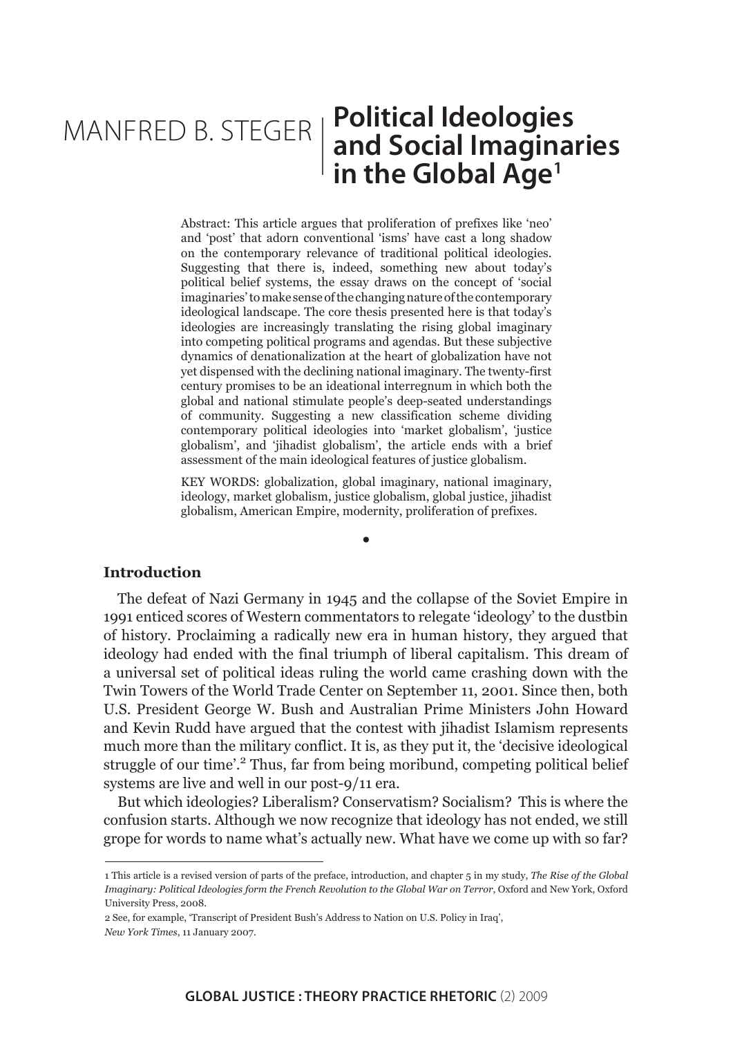MANFRED B. STEGER

# Political Ideologies and Social Imaginaries in the Global Age[1]

Abstract: This article argues that proliferation of prefixes like 'neo' and 'post' that adorn conventional 'isms' have cast a long shadow on the contemporary relevance of traditional political ideologies. Suggesting that there is, indeed, something new about today's political belief systems, the essay draws on the concept of 'social imaginaries' to make sense of the changing nature of the contemporary ideological landscape. The core thesis presented here is that today's ideologies are increasingly translating the rising global imaginary into competing political programs and agendas. But these subjective dynamics of denationalization at the heart of globalization have not yet dispensed with the declining national imaginary. The twenty-first century promises to be an ideational interregnum in which both the global and national stimulate people's deep-seated understandings of community. Suggesting a new classification scheme dividing contemporary political ideologies into 'market globalism', 'justice globalism', and 'jihadist globalism', the article ends with a brief assessment of the main ideological features of justice globalism.

KEY WORDS: globalization, global imaginary, national imaginary, ideology, market globalism, justice globalism, global justice, jihadist globalism, American Empire, modernity, proliferation of prefixes.

•

## Introduction

The defeat of Nazi Germany in 1945 and the collapse of the Soviet Empire in 1991 enticed scores of Western commentators to relegate 'ideology' to the dustbin of history. Proclaiming a radically new era in human history, they argued that ideology had ended with the final triumph of liberal capitalism. This dream of a universal set of political ideas ruling the world came crashing down with the Twin Towers of the World Trade Center on September 11, 2001. Since then, both U.S. President George W. Bush and Australian Prime Ministers John Howard and Kevin Rudd have argued that the contest with jihadist Islamism represents much more than the military conflict. It is, as they put it, the 'decisive ideological struggle of our time'.[2] Thus, far from being moribund, competing political belief systems are live and well in our post-9/11 era.

But which ideologies? Liberalism? Conservatism? Socialism? This is where the confusion starts. Although we now recognize that ideology has not ended, we still grope for words to name what's actually new. What have we come up with so far?

---

1 This article is a revised version of parts of the preface, introduction, and chapter 5 in my study, *The Rise of the Global Imaginary: Political Ideologies form the French Revolution to the Global War on Terror*, Oxford and New York, Oxford University Press, 2008.

2 See, for example, 'Transcript of President Bush's Address to Nation on U.S. Policy in Iraq', *New York Times*, 11 January 2007.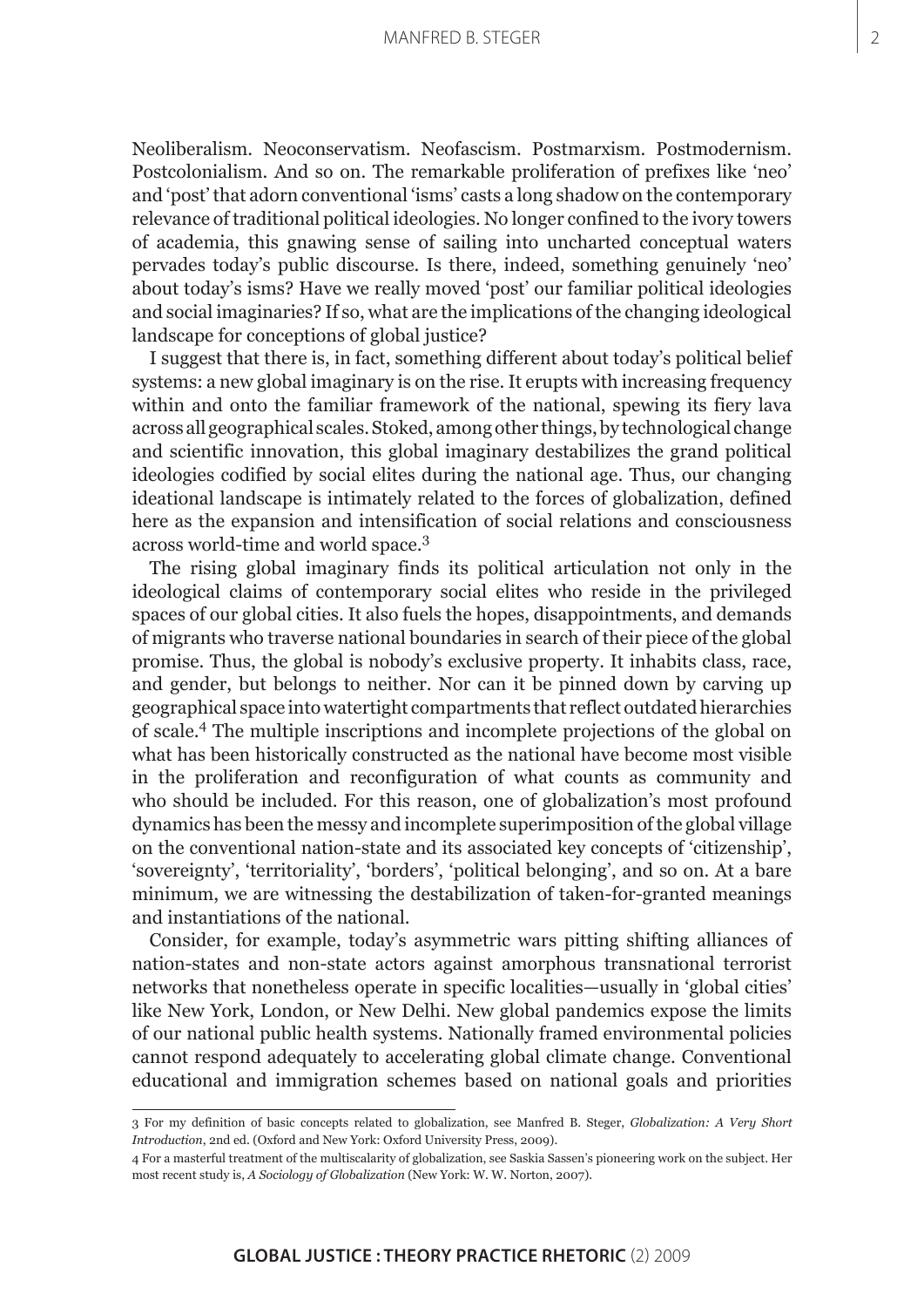Neoliberalism. Neoconservatism. Neofascism. Postmarxism. Postmodernism. Postcolonialism. And so on. The remarkable proliferation of prefixes like 'neo' and 'post' that adorn conventional 'isms' casts a long shadow on the contemporary relevance of traditional political ideologies. No longer confined to the ivory towers of academia, this gnawing sense of sailing into uncharted conceptual waters pervades today's public discourse. Is there, indeed, something genuinely 'neo' about today's isms? Have we really moved 'post' our familiar political ideologies and social imaginaries? If so, what are the implications of the changing ideological landscape for conceptions of global justice?

I suggest that there is, in fact, something different about today's political belief systems: a new global imaginary is on the rise. It erupts with increasing frequency within and onto the familiar framework of the national, spewing its fiery lava across all geographical scales. Stoked, among other things, by technological change and scientific innovation, this global imaginary destabilizes the grand political ideologies codified by social elites during the national age. Thus, our changing ideational landscape is intimately related to the forces of globalization, defined here as the expansion and intensification of social relations and consciousness across world-time and world space.[3]

The rising global imaginary finds its political articulation not only in the ideological claims of contemporary social elites who reside in the privileged spaces of our global cities. It also fuels the hopes, disappointments, and demands of migrants who traverse national boundaries in search of their piece of the global promise. Thus, the global is nobody's exclusive property. It inhabits class, race, and gender, but belongs to neither. Nor can it be pinned down by carving up geographical space into watertight compartments that reflect outdated hierarchies of scale.[4] The multiple inscriptions and incomplete projections of the global on what has been historically constructed as the national have become most visible in the proliferation and reconfiguration of what counts as community and who should be included. For this reason, one of globalization's most profound dynamics has been the messy and incomplete superimposition of the global village on the conventional nation-state and its associated key concepts of 'citizenship', 'sovereignty', 'territoriality', 'borders', 'political belonging', and so on. At a bare minimum, we are witnessing the destabilization of taken-for-granted meanings and instantiations of the national.

Consider, for example, today's asymmetric wars pitting shifting alliances of nation-states and non-state actors against amorphous transnational terrorist networks that nonetheless operate in specific localities—usually in 'global cities' like New York, London, or New Delhi. New global pandemics expose the limits of our national public health systems. Nationally framed environmental policies cannot respond adequately to accelerating global climate change. Conventional educational and immigration schemes based on national goals and priorities

---

3 For my definition of basic concepts related to globalization, see Manfred B. Steger, *Globalization: A Very Short Introduction*, 2nd ed. (Oxford and New York: Oxford University Press, 2009).

4 For a masterful treatment of the multiscalarity of globalization, see Saskia Sassen's pioneering work on the subject. Her most recent study is, *A Sociology of Globalization* (New York: W. W. Norton, 2007).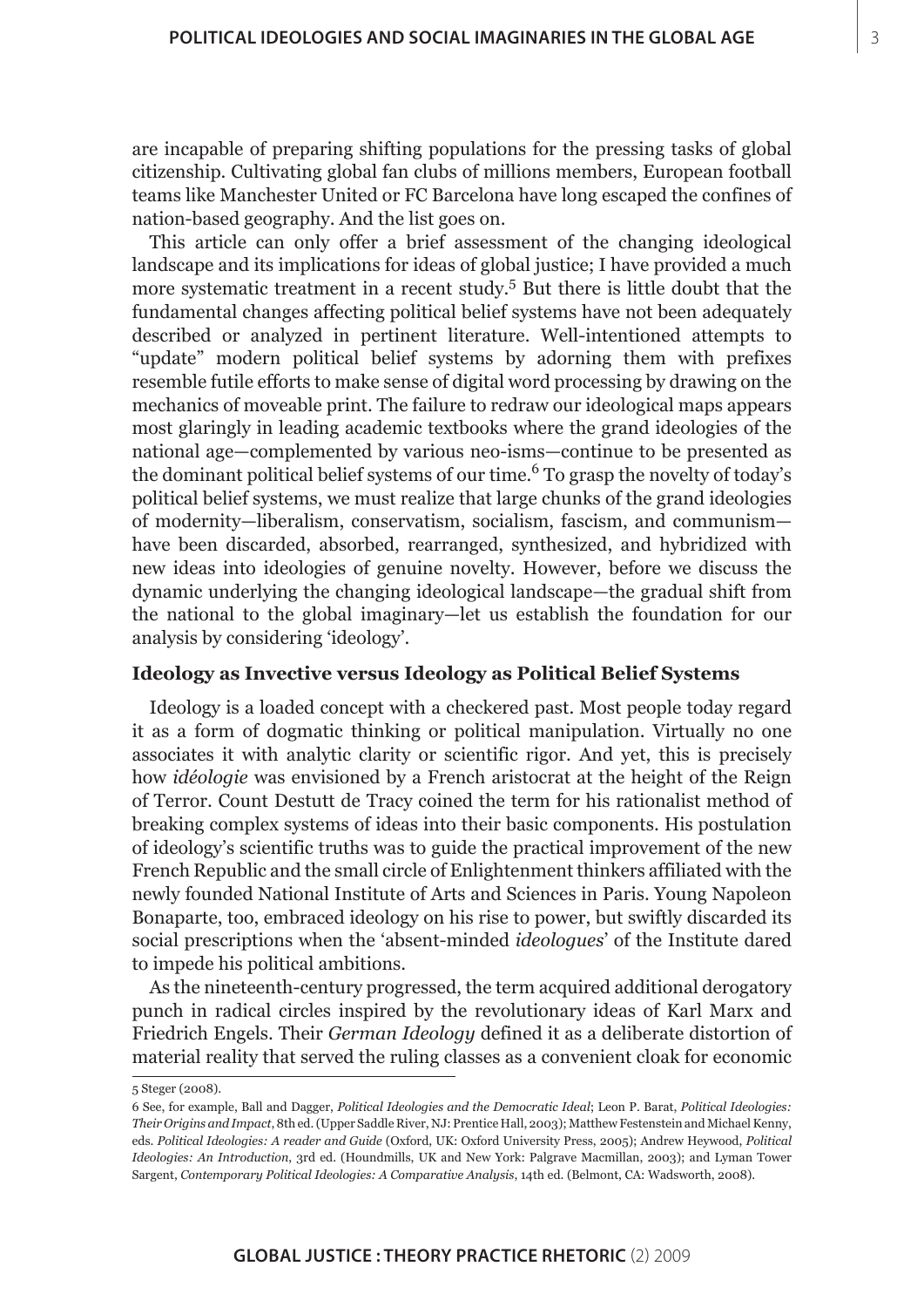are incapable of preparing shifting populations for the pressing tasks of global citizenship. Cultivating global fan clubs of millions members, European football teams like Manchester United or FC Barcelona have long escaped the confines of nation-based geography. And the list goes on.

This article can only offer a brief assessment of the changing ideological landscape and its implications for ideas of global justice; I have provided a much more systematic treatment in a recent study.[5] But there is little doubt that the fundamental changes affecting political belief systems have not been adequately described or analyzed in pertinent literature. Well-intentioned attempts to "update" modern political belief systems by adorning them with prefixes resemble futile efforts to make sense of digital word processing by drawing on the mechanics of moveable print. The failure to redraw our ideological maps appears most glaringly in leading academic textbooks where the grand ideologies of the national age—complemented by various neo-isms—continue to be presented as the dominant political belief systems of our time.[6] To grasp the novelty of today's political belief systems, we must realize that large chunks of the grand ideologies of modernity—liberalism, conservatism, socialism, fascism, and communism—have been discarded, absorbed, rearranged, synthesized, and hybridized with new ideas into ideologies of genuine novelty. However, before we discuss the dynamic underlying the changing ideological landscape—the gradual shift from the national to the global imaginary—let us establish the foundation for our analysis by considering 'ideology'.

## Ideology as Invective versus Ideology as Political Belief Systems

Ideology is a loaded concept with a checkered past. Most people today regard it as a form of dogmatic thinking or political manipulation. Virtually no one associates it with analytic clarity or scientific rigor. And yet, this is precisely how *idéologie* was envisioned by a French aristocrat at the height of the Reign of Terror. Count Destutt de Tracy coined the term for his rationalist method of breaking complex systems of ideas into their basic components. His postulation of ideology's scientific truths was to guide the practical improvement of the new French Republic and the small circle of Enlightenment thinkers affiliated with the newly founded National Institute of Arts and Sciences in Paris. Young Napoleon Bonaparte, too, embraced ideology on his rise to power, but swiftly discarded its social prescriptions when the 'absent-minded *ideologues*' of the Institute dared to impede his political ambitions.

As the nineteenth-century progressed, the term acquired additional derogatory punch in radical circles inspired by the revolutionary ideas of Karl Marx and Friedrich Engels. Their *German Ideology* defined it as a deliberate distortion of material reality that served the ruling classes as a convenient cloak for economic

---

5 Steger (2008).

6 See, for example, Ball and Dagger, *Political Ideologies and the Democratic Ideal*; Leon P. Barat, *Political Ideologies: Their Origins and Impact*, 8th ed. (Upper Saddle River, NJ: Prentice Hall, 2003); Matthew Festenstein and Michael Kenny, eds. *Political Ideologies: A reader and Guide* (Oxford, UK: Oxford University Press, 2005); Andrew Heywood, *Political Ideologies: An Introduction*, 3rd ed. (Houndmills, UK and New York: Palgrave Macmillan, 2003); and Lyman Tower Sargent, *Contemporary Political Ideologies: A Comparative Analysis*, 14th ed. (Belmont, CA: Wadsworth, 2008).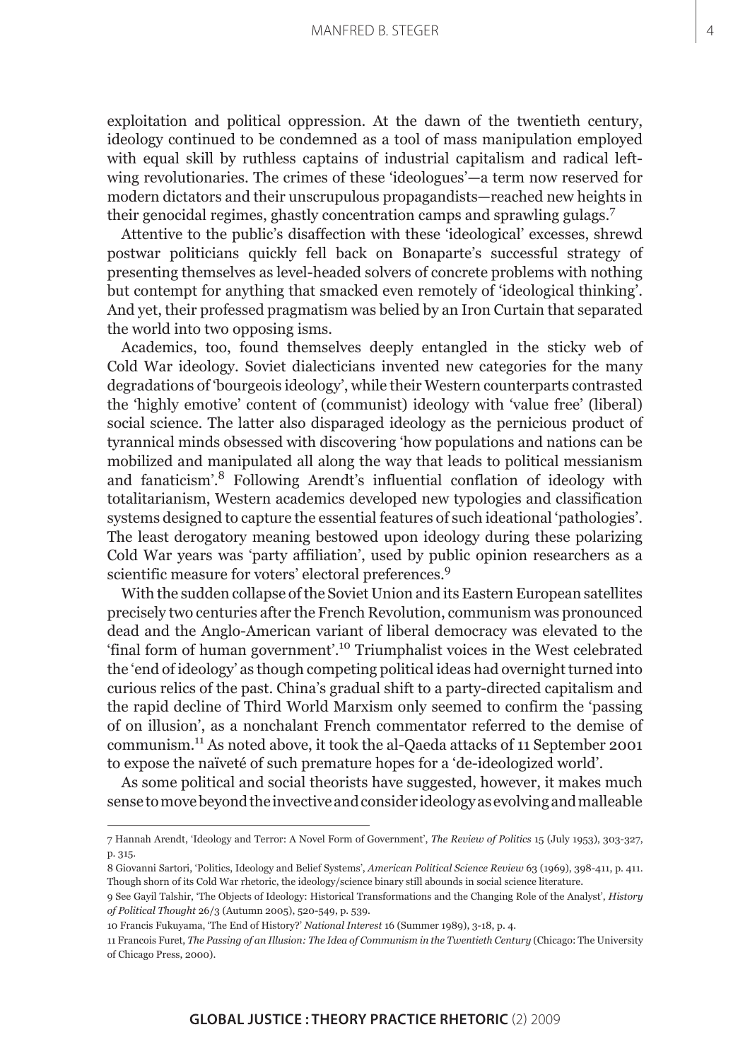exploitation and political oppression. At the dawn of the twentieth century, ideology continued to be condemned as a tool of mass manipulation employed with equal skill by ruthless captains of industrial capitalism and radical left-wing revolutionaries. The crimes of these 'ideologues'—a term now reserved for modern dictators and their unscrupulous propagandists—reached new heights in their genocidal regimes, ghastly concentration camps and sprawling gulags.[7]

Attentive to the public's disaffection with these 'ideological' excesses, shrewd postwar politicians quickly fell back on Bonaparte's successful strategy of presenting themselves as level-headed solvers of concrete problems with nothing but contempt for anything that smacked even remotely of 'ideological thinking'. And yet, their professed pragmatism was belied by an Iron Curtain that separated the world into two opposing isms.

Academics, too, found themselves deeply entangled in the sticky web of Cold War ideology. Soviet dialecticians invented new categories for the many degradations of 'bourgeois ideology', while their Western counterparts contrasted the 'highly emotive' content of (communist) ideology with 'value free' (liberal) social science. The latter also disparaged ideology as the pernicious product of tyrannical minds obsessed with discovering 'how populations and nations can be mobilized and manipulated all along the way that leads to political messianism and fanaticism'.[8] Following Arendt's influential conflation of ideology with totalitarianism, Western academics developed new typologies and classification systems designed to capture the essential features of such ideational 'pathologies'. The least derogatory meaning bestowed upon ideology during these polarizing Cold War years was 'party affiliation', used by public opinion researchers as a scientific measure for voters' electoral preferences.[9]

With the sudden collapse of the Soviet Union and its Eastern European satellites precisely two centuries after the French Revolution, communism was pronounced dead and the Anglo-American variant of liberal democracy was elevated to the 'final form of human government'.[10] Triumphalist voices in the West celebrated the 'end of ideology' as though competing political ideas had overnight turned into curious relics of the past. China's gradual shift to a party-directed capitalism and the rapid decline of Third World Marxism only seemed to confirm the 'passing of on illusion', as a nonchalant French commentator referred to the demise of communism.[11] As noted above, it took the al-Qaeda attacks of 11 September 2001 to expose the naïveté of such premature hopes for a 'de-ideologized world'.

As some political and social theorists have suggested, however, it makes much sense to move beyond the invective and consider ideology as evolving and malleable

---

7 Hannah Arendt, 'Ideology and Terror: A Novel Form of Government', *The Review of Politics* 15 (July 1953), 303-327, p. 315.

8 Giovanni Sartori, 'Politics, Ideology and Belief Systems', *American Political Science Review* 63 (1969), 398-411, p. 411. Though shorn of its Cold War rhetoric, the ideology/science binary still abounds in social science literature.

9 See Gayil Talshir, 'The Objects of Ideology: Historical Transformations and the Changing Role of the Analyst', *History of Political Thought* 26/3 (Autumn 2005), 520-549, p. 539.

10 Francis Fukuyama, 'The End of History?' *National Interest* 16 (Summer 1989), 3-18, p. 4.

11 Francois Furet, *The Passing of an Illusion: The Idea of Communism in the Twentieth Century* (Chicago: The University of Chicago Press, 2000).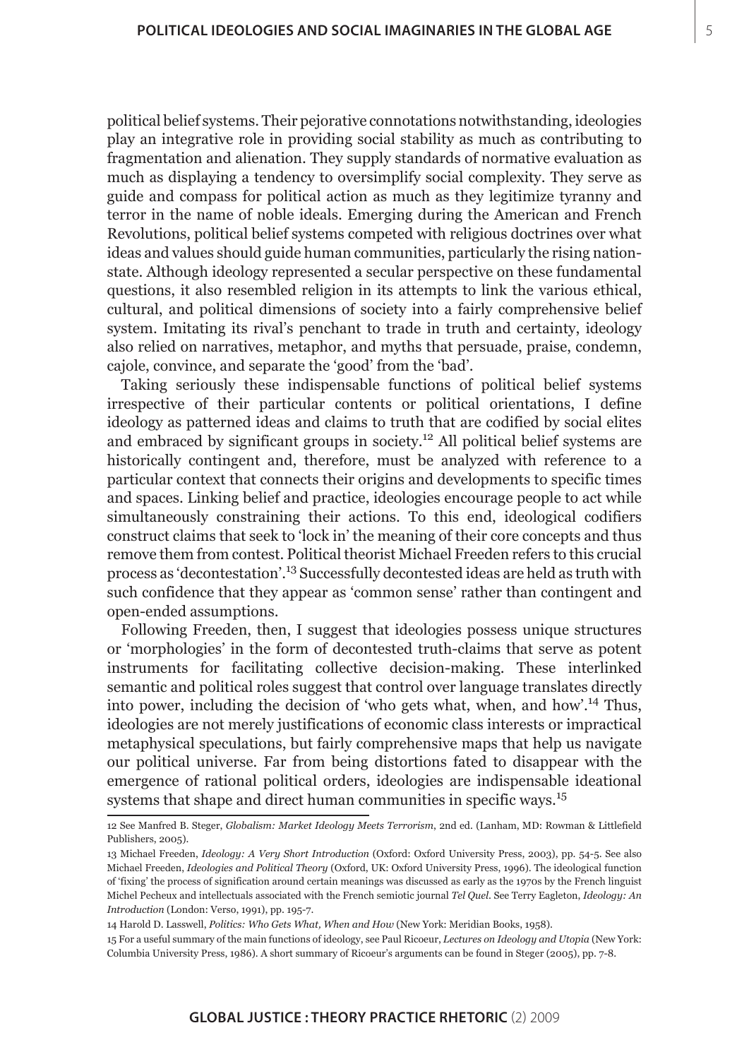political belief systems. Their pejorative connotations notwithstanding, ideologies play an integrative role in providing social stability as much as contributing to fragmentation and alienation. They supply standards of normative evaluation as much as displaying a tendency to oversimplify social complexity. They serve as guide and compass for political action as much as they legitimize tyranny and terror in the name of noble ideals. Emerging during the American and French Revolutions, political belief systems competed with religious doctrines over what ideas and values should guide human communities, particularly the rising nation-state. Although ideology represented a secular perspective on these fundamental questions, it also resembled religion in its attempts to link the various ethical, cultural, and political dimensions of society into a fairly comprehensive belief system. Imitating its rival's penchant to trade in truth and certainty, ideology also relied on narratives, metaphor, and myths that persuade, praise, condemn, cajole, convince, and separate the 'good' from the 'bad'.

Taking seriously these indispensable functions of political belief systems irrespective of their particular contents or political orientations, I define ideology as patterned ideas and claims to truth that are codified by social elites and embraced by significant groups in society.[12] All political belief systems are historically contingent and, therefore, must be analyzed with reference to a particular context that connects their origins and developments to specific times and spaces. Linking belief and practice, ideologies encourage people to act while simultaneously constraining their actions. To this end, ideological codifiers construct claims that seek to 'lock in' the meaning of their core concepts and thus remove them from contest. Political theorist Michael Freeden refers to this crucial process as 'decontestation'.[13] Successfully decontested ideas are held as truth with such confidence that they appear as 'common sense' rather than contingent and open-ended assumptions.

Following Freeden, then, I suggest that ideologies possess unique structures or 'morphologies' in the form of decontested truth-claims that serve as potent instruments for facilitating collective decision-making. These interlinked semantic and political roles suggest that control over language translates directly into power, including the decision of 'who gets what, when, and how'.[14] Thus, ideologies are not merely justifications of economic class interests or impractical metaphysical speculations, but fairly comprehensive maps that help us navigate our political universe. Far from being distortions fated to disappear with the emergence of rational political orders, ideologies are indispensable ideational systems that shape and direct human communities in specific ways.[15]

---

12 See Manfred B. Steger, *Globalism: Market Ideology Meets Terrorism*, 2nd ed. (Lanham, MD: Rowman & Littlefield Publishers, 2005).

13 Michael Freeden, *Ideology: A Very Short Introduction* (Oxford: Oxford University Press, 2003), pp. 54-5. See also Michael Freeden, *Ideologies and Political Theory* (Oxford, UK: Oxford University Press, 1996). The ideological function of 'fixing' the process of signification around certain meanings was discussed as early as the 1970s by the French linguist Michel Pecheux and intellectuals associated with the French semiotic journal *Tel Quel*. See Terry Eagleton, *Ideology: An Introduction* (London: Verso, 1991), pp. 195-7.

14 Harold D. Lasswell, *Politics: Who Gets What, When and How* (New York: Meridian Books, 1958).

15 For a useful summary of the main functions of ideology, see Paul Ricoeur, *Lectures on Ideology and Utopia* (New York: Columbia University Press, 1986). A short summary of Ricoeur's arguments can be found in Steger (2005), pp. 7-8.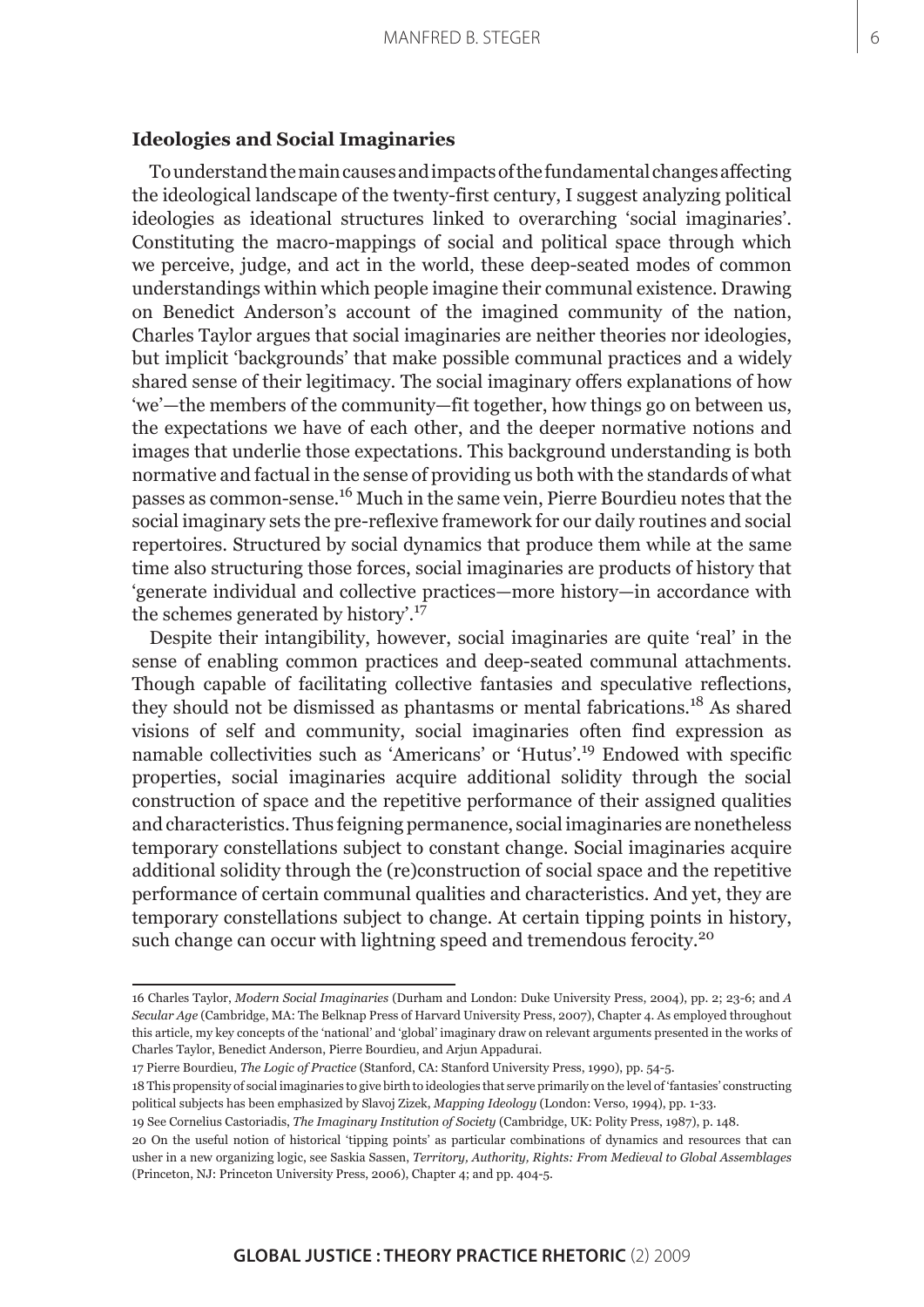### Ideologies and Social Imaginaries

To understand the main causes and impacts of the fundamental changes affecting the ideological landscape of the twenty-first century, I suggest analyzing political ideologies as ideational structures linked to overarching 'social imaginaries'. Constituting the macro-mappings of social and political space through which we perceive, judge, and act in the world, these deep-seated modes of common understandings within which people imagine their communal existence. Drawing on Benedict Anderson's account of the imagined community of the nation, Charles Taylor argues that social imaginaries are neither theories nor ideologies, but implicit 'backgrounds' that make possible communal practices and a widely shared sense of their legitimacy. The social imaginary offers explanations of how 'we'—the members of the community—fit together, how things go on between us, the expectations we have of each other, and the deeper normative notions and images that underlie those expectations. This background understanding is both normative and factual in the sense of providing us both with the standards of what passes as common-sense.[16] Much in the same vein, Pierre Bourdieu notes that the social imaginary sets the pre-reflexive framework for our daily routines and social repertoires. Structured by social dynamics that produce them while at the same time also structuring those forces, social imaginaries are products of history that 'generate individual and collective practices—more history—in accordance with the schemes generated by history'.[17]

Despite their intangibility, however, social imaginaries are quite 'real' in the sense of enabling common practices and deep-seated communal attachments. Though capable of facilitating collective fantasies and speculative reflections, they should not be dismissed as phantasms or mental fabrications.[18] As shared visions of self and community, social imaginaries often find expression as namable collectivities such as 'Americans' or 'Hutus'.[19] Endowed with specific properties, social imaginaries acquire additional solidity through the social construction of space and the repetitive performance of their assigned qualities and characteristics. Thus feigning permanence, social imaginaries are nonetheless temporary constellations subject to constant change. Social imaginaries acquire additional solidity through the (re)construction of social space and the repetitive performance of certain communal qualities and characteristics. And yet, they are temporary constellations subject to change. At certain tipping points in history, such change can occur with lightning speed and tremendous ferocity.[20]

---

16 Charles Taylor, *Modern Social Imaginaries* (Durham and London: Duke University Press, 2004), pp. 2; 23-6; and *A Secular Age* (Cambridge, MA: The Belknap Press of Harvard University Press, 2007), Chapter 4. As employed throughout this article, my key concepts of the 'national' and 'global' imaginary draw on relevant arguments presented in the works of Charles Taylor, Benedict Anderson, Pierre Bourdieu, and Arjun Appadurai.

17 Pierre Bourdieu, *The Logic of Practice* (Stanford, CA: Stanford University Press, 1990), pp. 54-5.

18 This propensity of social imaginaries to give birth to ideologies that serve primarily on the level of 'fantasies' constructing political subjects has been emphasized by Slavoj Zizek, *Mapping Ideology* (London: Verso, 1994), pp. 1-33.

19 See Cornelius Castoriadis, *The Imaginary Institution of Society* (Cambridge, UK: Polity Press, 1987), p. 148.

20 On the useful notion of historical 'tipping points' as particular combinations of dynamics and resources that can usher in a new organizing logic, see Saskia Sassen, *Territory, Authority, Rights: From Medieval to Global Assemblages* (Princeton, NJ: Princeton University Press, 2006), Chapter 4; and pp. 404-5.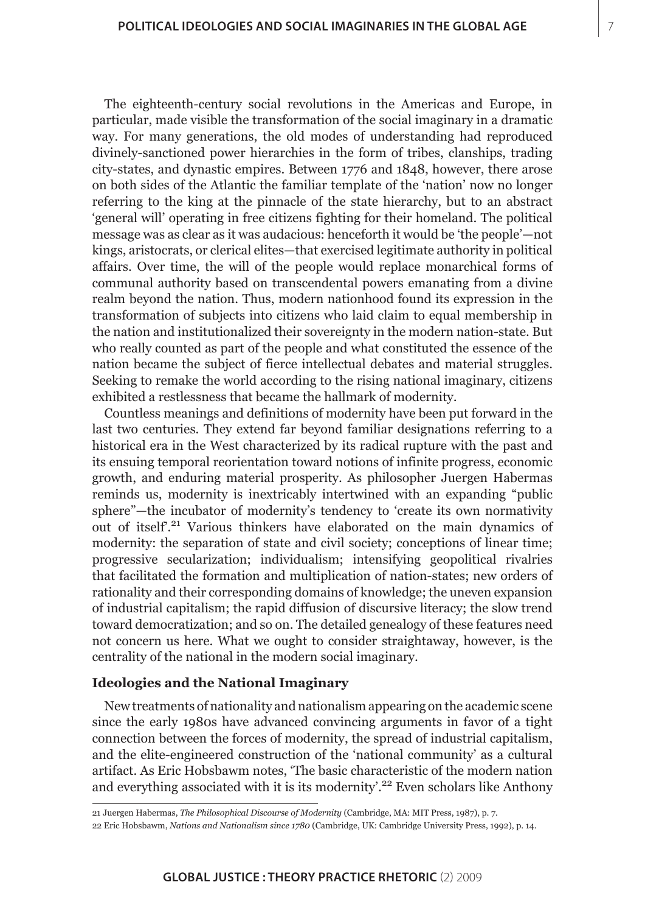The eighteenth-century social revolutions in the Americas and Europe, in particular, made visible the transformation of the social imaginary in a dramatic way. For many generations, the old modes of understanding had reproduced divinely-sanctioned power hierarchies in the form of tribes, clanships, trading city-states, and dynastic empires. Between 1776 and 1848, however, there arose on both sides of the Atlantic the familiar template of the 'nation' now no longer referring to the king at the pinnacle of the state hierarchy, but to an abstract 'general will' operating in free citizens fighting for their homeland. The political message was as clear as it was audacious: henceforth it would be 'the people'—not kings, aristocrats, or clerical elites—that exercised legitimate authority in political affairs. Over time, the will of the people would replace monarchical forms of communal authority based on transcendental powers emanating from a divine realm beyond the nation. Thus, modern nationhood found its expression in the transformation of subjects into citizens who laid claim to equal membership in the nation and institutionalized their sovereignty in the modern nation-state. But who really counted as part of the people and what constituted the essence of the nation became the subject of fierce intellectual debates and material struggles. Seeking to remake the world according to the rising national imaginary, citizens exhibited a restlessness that became the hallmark of modernity.

Countless meanings and definitions of modernity have been put forward in the last two centuries. They extend far beyond familiar designations referring to a historical era in the West characterized by its radical rupture with the past and its ensuing temporal reorientation toward notions of infinite progress, economic growth, and enduring material prosperity. As philosopher Juergen Habermas reminds us, modernity is inextricably intertwined with an expanding "public sphere"—the incubator of modernity's tendency to 'create its own normativity out of itself'.[21] Various thinkers have elaborated on the main dynamics of modernity: the separation of state and civil society; conceptions of linear time; progressive secularization; individualism; intensifying geopolitical rivalries that facilitated the formation and multiplication of nation-states; new orders of rationality and their corresponding domains of knowledge; the uneven expansion of industrial capitalism; the rapid diffusion of discursive literacy; the slow trend toward democratization; and so on. The detailed genealogy of these features need not concern us here. What we ought to consider straightaway, however, is the centrality of the national in the modern social imaginary.

### Ideologies and the National Imaginary

New treatments of nationality and nationalism appearing on the academic scene since the early 1980s have advanced convincing arguments in favor of a tight connection between the forces of modernity, the spread of industrial capitalism, and the elite-engineered construction of the 'national community' as a cultural artifact. As Eric Hobsbawm notes, 'The basic characteristic of the modern nation and everything associated with it is its modernity'.[22] Even scholars like Anthony

---

21 Juergen Habermas, *The Philosophical Discourse of Modernity* (Cambridge, MA: MIT Press, 1987), p. 7.

22 Eric Hobsbawm, *Nations and Nationalism since 1780* (Cambridge, UK: Cambridge University Press, 1992), p. 14.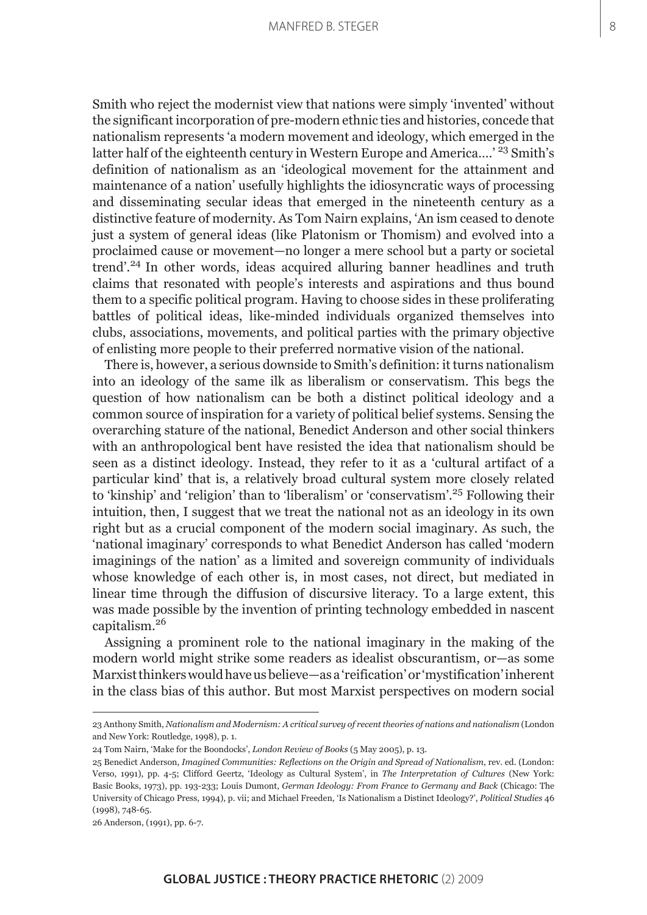Smith who reject the modernist view that nations were simply 'invented' without the significant incorporation of pre-modern ethnic ties and histories, concede that nationalism represents 'a modern movement and ideology, which emerged in the latter half of the eighteenth century in Western Europe and America....' [23] Smith's definition of nationalism as an 'ideological movement for the attainment and maintenance of a nation' usefully highlights the idiosyncratic ways of processing and disseminating secular ideas that emerged in the nineteenth century as a distinctive feature of modernity. As Tom Nairn explains, 'An ism ceased to denote just a system of general ideas (like Platonism or Thomism) and evolved into a proclaimed cause or movement—no longer a mere school but a party or societal trend'.[24] In other words, ideas acquired alluring banner headlines and truth claims that resonated with people's interests and aspirations and thus bound them to a specific political program. Having to choose sides in these proliferating battles of political ideas, like-minded individuals organized themselves into clubs, associations, movements, and political parties with the primary objective of enlisting more people to their preferred normative vision of the national.

There is, however, a serious downside to Smith's definition: it turns nationalism into an ideology of the same ilk as liberalism or conservatism. This begs the question of how nationalism can be both a distinct political ideology and a common source of inspiration for a variety of political belief systems. Sensing the overarching stature of the national, Benedict Anderson and other social thinkers with an anthropological bent have resisted the idea that nationalism should be seen as a distinct ideology. Instead, they refer to it as a 'cultural artifact of a particular kind' that is, a relatively broad cultural system more closely related to 'kinship' and 'religion' than to 'liberalism' or 'conservatism'.[25] Following their intuition, then, I suggest that we treat the national not as an ideology in its own right but as a crucial component of the modern social imaginary. As such, the 'national imaginary' corresponds to what Benedict Anderson has called 'modern imaginings of the nation' as a limited and sovereign community of individuals whose knowledge of each other is, in most cases, not direct, but mediated in linear time through the diffusion of discursive literacy. To a large extent, this was made possible by the invention of printing technology embedded in nascent capitalism.[26]

Assigning a prominent role to the national imaginary in the making of the modern world might strike some readers as idealist obscurantism, or—as some Marxist thinkers would have us believe—as a 'reification' or 'mystification' inherent in the class bias of this author. But most Marxist perspectives on modern social

---

23 Anthony Smith, *Nationalism and Modernism: A critical survey of recent theories of nations and nationalism* (London and New York: Routledge, 1998), p. 1.

24 Tom Nairn, 'Make for the Boondocks', *London Review of Books* (5 May 2005), p. 13.

25 Benedict Anderson, *Imagined Communities: Reflections on the Origin and Spread of Nationalism*, rev. ed. (London: Verso, 1991), pp. 4-5; Clifford Geertz, 'Ideology as Cultural System', in *The Interpretation of Cultures* (New York: Basic Books, 1973), pp. 193-233; Louis Dumont, *German Ideology: From France to Germany and Back* (Chicago: The University of Chicago Press, 1994), p. vii; and Michael Freeden, 'Is Nationalism a Distinct Ideology?', *Political Studies* 46 (1998), 748-65.

26 Anderson, (1991), pp. 6-7.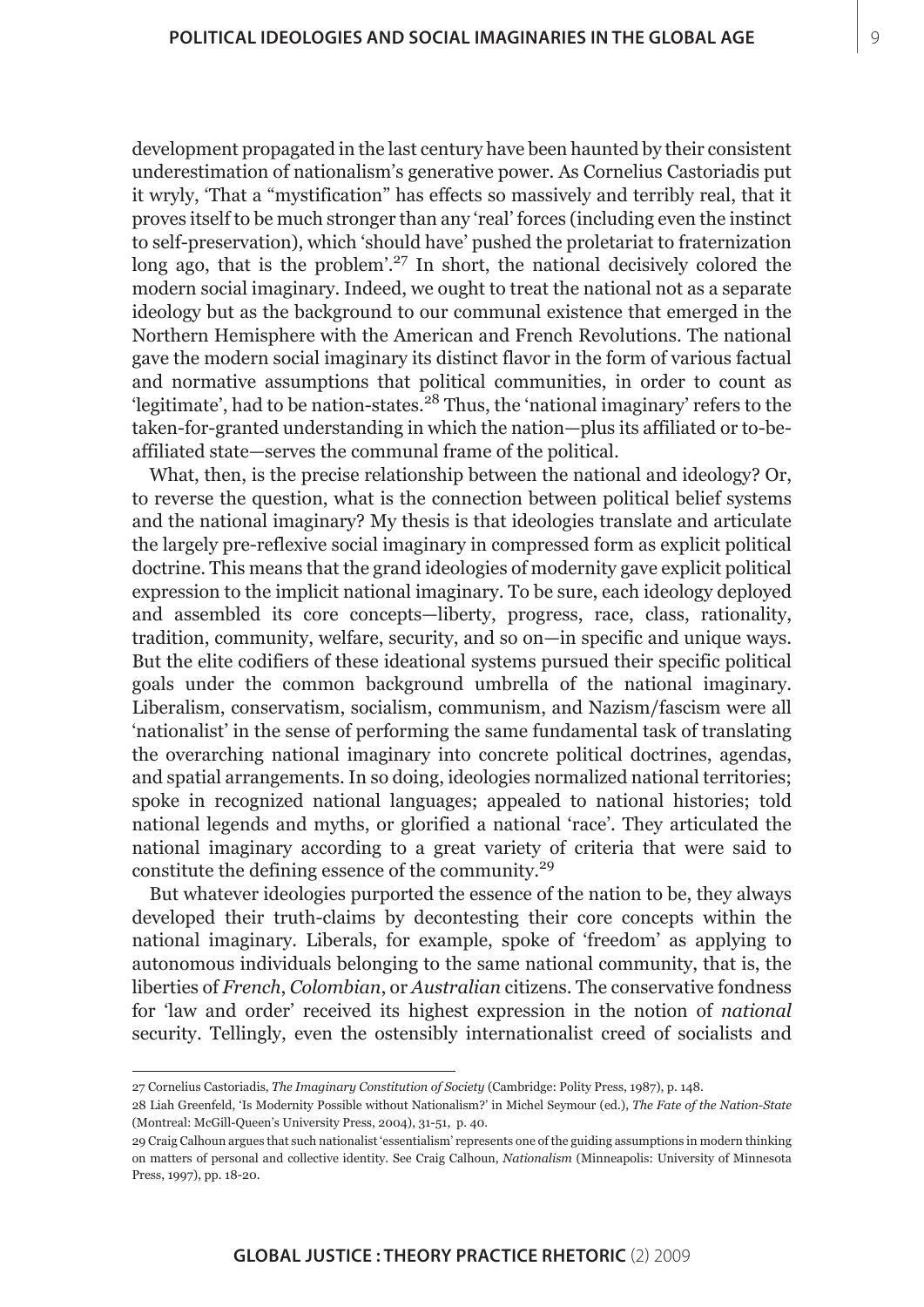development propagated in the last century have been haunted by their consistent underestimation of nationalism's generative power. As Cornelius Castoriadis put it wryly, 'That a "mystification" has effects so massively and terribly real, that it proves itself to be much stronger than any 'real' forces (including even the instinct to self-preservation), which 'should have' pushed the proletariat to fraternization long ago, that is the problem'.[27] In short, the national decisively colored the modern social imaginary. Indeed, we ought to treat the national not as a separate ideology but as the background to our communal existence that emerged in the Northern Hemisphere with the American and French Revolutions. The national gave the modern social imaginary its distinct flavor in the form of various factual and normative assumptions that political communities, in order to count as 'legitimate', had to be nation-states.[28] Thus, the 'national imaginary' refers to the taken-for-granted understanding in which the nation—plus its affiliated or to-be-affiliated state—serves the communal frame of the political.

What, then, is the precise relationship between the national and ideology? Or, to reverse the question, what is the connection between political belief systems and the national imaginary? My thesis is that ideologies translate and articulate the largely pre-reflexive social imaginary in compressed form as explicit political doctrine. This means that the grand ideologies of modernity gave explicit political expression to the implicit national imaginary. To be sure, each ideology deployed and assembled its core concepts—liberty, progress, race, class, rationality, tradition, community, welfare, security, and so on—in specific and unique ways. But the elite codifiers of these ideational systems pursued their specific political goals under the common background umbrella of the national imaginary. Liberalism, conservatism, socialism, communism, and Nazism/fascism were all 'nationalist' in the sense of performing the same fundamental task of translating the overarching national imaginary into concrete political doctrines, agendas, and spatial arrangements. In so doing, ideologies normalized national territories; spoke in recognized national languages; appealed to national histories; told national legends and myths, or glorified a national 'race'. They articulated the national imaginary according to a great variety of criteria that were said to constitute the defining essence of the community.[29]

But whatever ideologies purported the essence of the nation to be, they always developed their truth-claims by decontesting their core concepts within the national imaginary. Liberals, for example, spoke of 'freedom' as applying to autonomous individuals belonging to the same national community, that is, the liberties of *French*, *Colombian*, or *Australian* citizens. The conservative fondness for 'law and order' received its highest expression in the notion of *national* security. Tellingly, even the ostensibly internationalist creed of socialists and

---

27 Cornelius Castoriadis, *The Imaginary Constitution of Society* (Cambridge: Polity Press, 1987), p. 148.

28 Liah Greenfeld, 'Is Modernity Possible without Nationalism?' in Michel Seymour (ed.), *The Fate of the Nation-State* (Montreal: McGill-Queen's University Press, 2004), 31-51, p. 40.

29 Craig Calhoun argues that such nationalist 'essentialism' represents one of the guiding assumptions in modern thinking on matters of personal and collective identity. See Craig Calhoun, *Nationalism* (Minneapolis: University of Minnesota Press, 1997), pp. 18-20.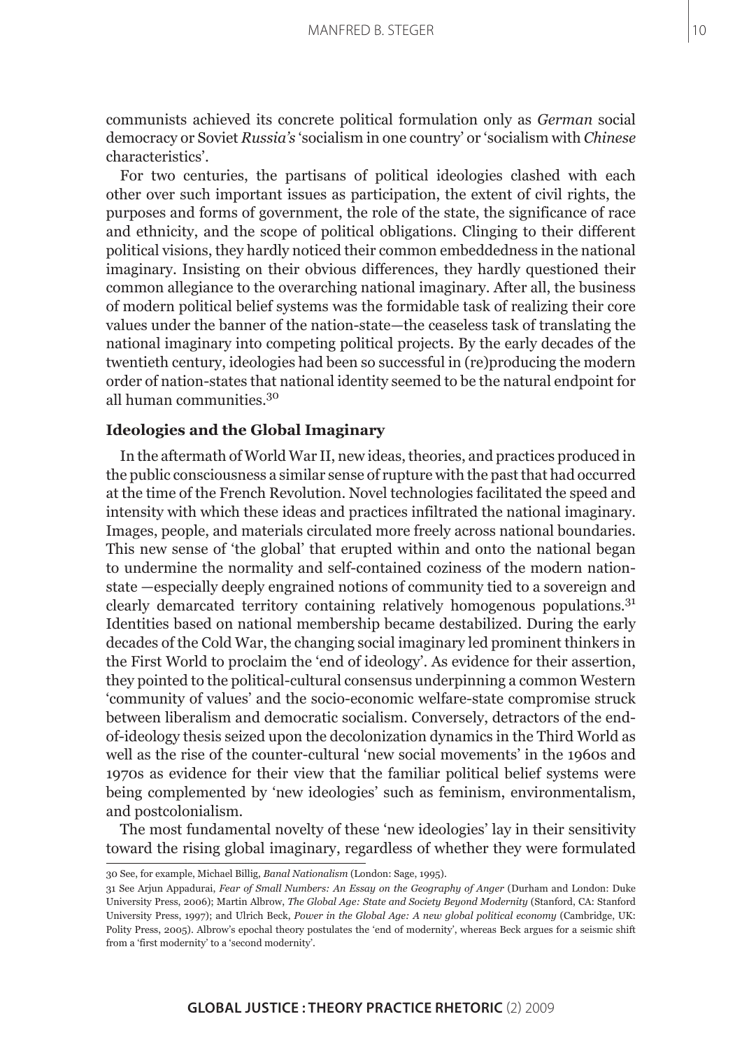communists achieved its concrete political formulation only as *German* social democracy or Soviet *Russia's* 'socialism in one country' or 'socialism with *Chinese* characteristics'.

For two centuries, the partisans of political ideologies clashed with each other over such important issues as participation, the extent of civil rights, the purposes and forms of government, the role of the state, the significance of race and ethnicity, and the scope of political obligations. Clinging to their different political visions, they hardly noticed their common embeddedness in the national imaginary. Insisting on their obvious differences, they hardly questioned their common allegiance to the overarching national imaginary. After all, the business of modern political belief systems was the formidable task of realizing their core values under the banner of the nation-state—the ceaseless task of translating the national imaginary into competing political projects. By the early decades of the twentieth century, ideologies had been so successful in (re)producing the modern order of nation-states that national identity seemed to be the natural endpoint for all human communities.[30]

### Ideologies and the Global Imaginary

In the aftermath of World War II, new ideas, theories, and practices produced in the public consciousness a similar sense of rupture with the past that had occurred at the time of the French Revolution. Novel technologies facilitated the speed and intensity with which these ideas and practices infiltrated the national imaginary. Images, people, and materials circulated more freely across national boundaries. This new sense of 'the global' that erupted within and onto the national began to undermine the normality and self-contained coziness of the modern nation-state —especially deeply engrained notions of community tied to a sovereign and clearly demarcated territory containing relatively homogenous populations.[31] Identities based on national membership became destabilized. During the early decades of the Cold War, the changing social imaginary led prominent thinkers in the First World to proclaim the 'end of ideology'. As evidence for their assertion, they pointed to the political-cultural consensus underpinning a common Western 'community of values' and the socio-economic welfare-state compromise struck between liberalism and democratic socialism. Conversely, detractors of the end-of-ideology thesis seized upon the decolonization dynamics in the Third World as well as the rise of the counter-cultural 'new social movements' in the 1960s and 1970s as evidence for their view that the familiar political belief systems were being complemented by 'new ideologies' such as feminism, environmentalism, and postcolonialism.

The most fundamental novelty of these 'new ideologies' lay in their sensitivity toward the rising global imaginary, regardless of whether they were formulated

---

30 See, for example, Michael Billig, *Banal Nationalism* (London: Sage, 1995).

31 See Arjun Appadurai, *Fear of Small Numbers: An Essay on the Geography of Anger* (Durham and London: Duke University Press, 2006); Martin Albrow, *The Global Age: State and Society Beyond Modernity* (Stanford, CA: Stanford University Press, 1997); and Ulrich Beck, *Power in the Global Age: A new global political economy* (Cambridge, UK: Polity Press, 2005). Albrow's epochal theory postulates the 'end of modernity', whereas Beck argues for a seismic shift from a 'first modernity' to a 'second modernity'.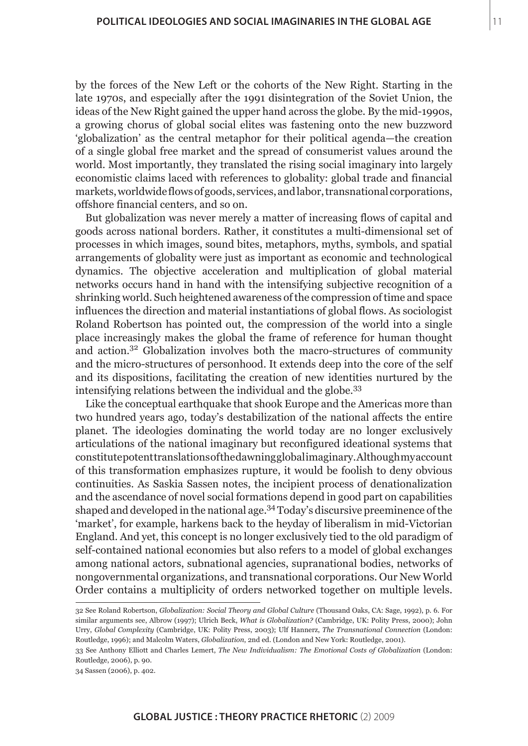by the forces of the New Left or the cohorts of the New Right. Starting in the late 1970s, and especially after the 1991 disintegration of the Soviet Union, the ideas of the New Right gained the upper hand across the globe. By the mid-1990s, a growing chorus of global social elites was fastening onto the new buzzword 'globalization' as the central metaphor for their political agenda—the creation of a single global free market and the spread of consumerist values around the world. Most importantly, they translated the rising social imaginary into largely economistic claims laced with references to globality: global trade and financial markets, worldwide flows of goods, services, and labor, transnational corporations, offshore financial centers, and so on.

But globalization was never merely a matter of increasing flows of capital and goods across national borders. Rather, it constitutes a multi-dimensional set of processes in which images, sound bites, metaphors, myths, symbols, and spatial arrangements of globality were just as important as economic and technological dynamics. The objective acceleration and multiplication of global material networks occurs hand in hand with the intensifying subjective recognition of a shrinking world. Such heightened awareness of the compression of time and space influences the direction and material instantiations of global flows. As sociologist Roland Robertson has pointed out, the compression of the world into a single place increasingly makes the global the frame of reference for human thought and action.[32] Globalization involves both the macro-structures of community and the micro-structures of personhood. It extends deep into the core of the self and its dispositions, facilitating the creation of new identities nurtured by the intensifying relations between the individual and the globe.[33]

Like the conceptual earthquake that shook Europe and the Americas more than two hundred years ago, today's destabilization of the national affects the entire planet. The ideologies dominating the world today are no longer exclusively articulations of the national imaginary but reconfigured ideational systems that constitute potent translations of the dawning global imaginary. Although my account of this transformation emphasizes rupture, it would be foolish to deny obvious continuities. As Saskia Sassen notes, the incipient process of denationalization and the ascendance of novel social formations depend in good part on capabilities shaped and developed in the national age.[34] Today's discursive preeminence of the 'market', for example, harkens back to the heyday of liberalism in mid-Victorian England. And yet, this concept is no longer exclusively tied to the old paradigm of self-contained national economies but also refers to a model of global exchanges among national actors, subnational agencies, supranational bodies, networks of nongovernmental organizations, and transnational corporations. Our New World Order contains a multiplicity of orders networked together on multiple levels.

---

32 See Roland Robertson, *Globalization: Social Theory and Global Culture* (Thousand Oaks, CA: Sage, 1992), p. 6. For similar arguments see, Albrow (1997); Ulrich Beck, *What is Globalization?* (Cambridge, UK: Polity Press, 2000); John Urry, *Global Complexity* (Cambridge, UK: Polity Press, 2003); Ulf Hannerz, *The Transnational Connection* (London: Routledge, 1996); and Malcolm Waters, *Globalization*, 2nd ed. (London and New York: Routledge, 2001).

33 See Anthony Elliott and Charles Lemert, *The New Individualism: The Emotional Costs of Globalization* (London: Routledge, 2006), p. 90.

34 Sassen (2006), p. 402.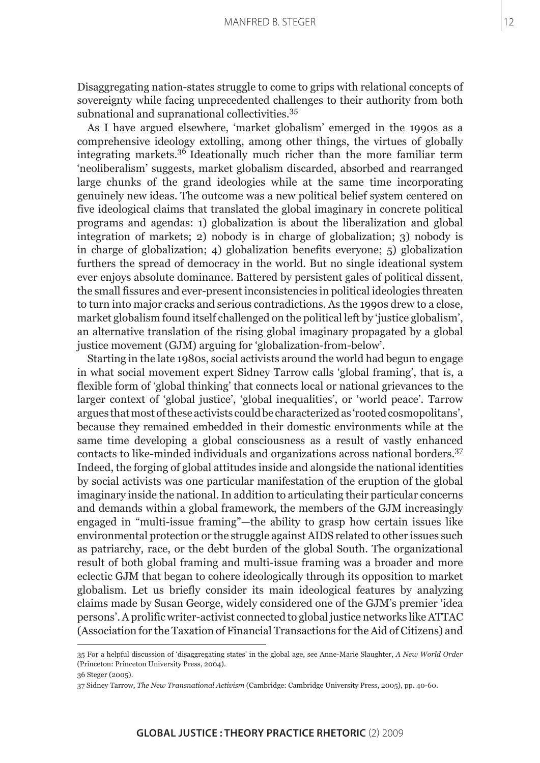Disaggregating nation-states struggle to come to grips with relational concepts of sovereignty while facing unprecedented challenges to their authority from both subnational and supranational collectivities.[35]

As I have argued elsewhere, 'market globalism' emerged in the 1990s as a comprehensive ideology extolling, among other things, the virtues of globally integrating markets.[36] Ideationally much richer than the more familiar term 'neoliberalism' suggests, market globalism discarded, absorbed and rearranged large chunks of the grand ideologies while at the same time incorporating genuinely new ideas. The outcome was a new political belief system centered on five ideological claims that translated the global imaginary in concrete political programs and agendas: 1) globalization is about the liberalization and global integration of markets; 2) nobody is in charge of globalization; 3) nobody is in charge of globalization; 4) globalization benefits everyone; 5) globalization furthers the spread of democracy in the world. But no single ideational system ever enjoys absolute dominance. Battered by persistent gales of political dissent, the small fissures and ever-present inconsistencies in political ideologies threaten to turn into major cracks and serious contradictions. As the 1990s drew to a close, market globalism found itself challenged on the political left by 'justice globalism', an alternative translation of the rising global imaginary propagated by a global justice movement (GJM) arguing for 'globalization-from-below'.

Starting in the late 1980s, social activists around the world had begun to engage in what social movement expert Sidney Tarrow calls 'global framing', that is, a flexible form of 'global thinking' that connects local or national grievances to the larger context of 'global justice', 'global inequalities', or 'world peace'. Tarrow argues that most of these activists could be characterized as 'rooted cosmopolitans', because they remained embedded in their domestic environments while at the same time developing a global consciousness as a result of vastly enhanced contacts to like-minded individuals and organizations across national borders.[37] Indeed, the forging of global attitudes inside and alongside the national identities by social activists was one particular manifestation of the eruption of the global imaginary inside the national. In addition to articulating their particular concerns and demands within a global framework, the members of the GJM increasingly engaged in "multi-issue framing"—the ability to grasp how certain issues like environmental protection or the struggle against AIDS related to other issues such as patriarchy, race, or the debt burden of the global South. The organizational result of both global framing and multi-issue framing was a broader and more eclectic GJM that began to cohere ideologically through its opposition to market globalism. Let us briefly consider its main ideological features by analyzing claims made by Susan George, widely considered one of the GJM's premier 'idea persons'. A prolific writer-activist connected to global justice networks like ATTAC (Association for the Taxation of Financial Transactions for the Aid of Citizens) and

---

35 For a helpful discussion of 'disaggregating states' in the global age, see Anne-Marie Slaughter, *A New World Order* (Princeton: Princeton University Press, 2004).

36 Steger (2005).

37 Sidney Tarrow, *The New Transnational Activism* (Cambridge: Cambridge University Press, 2005), pp. 40-60.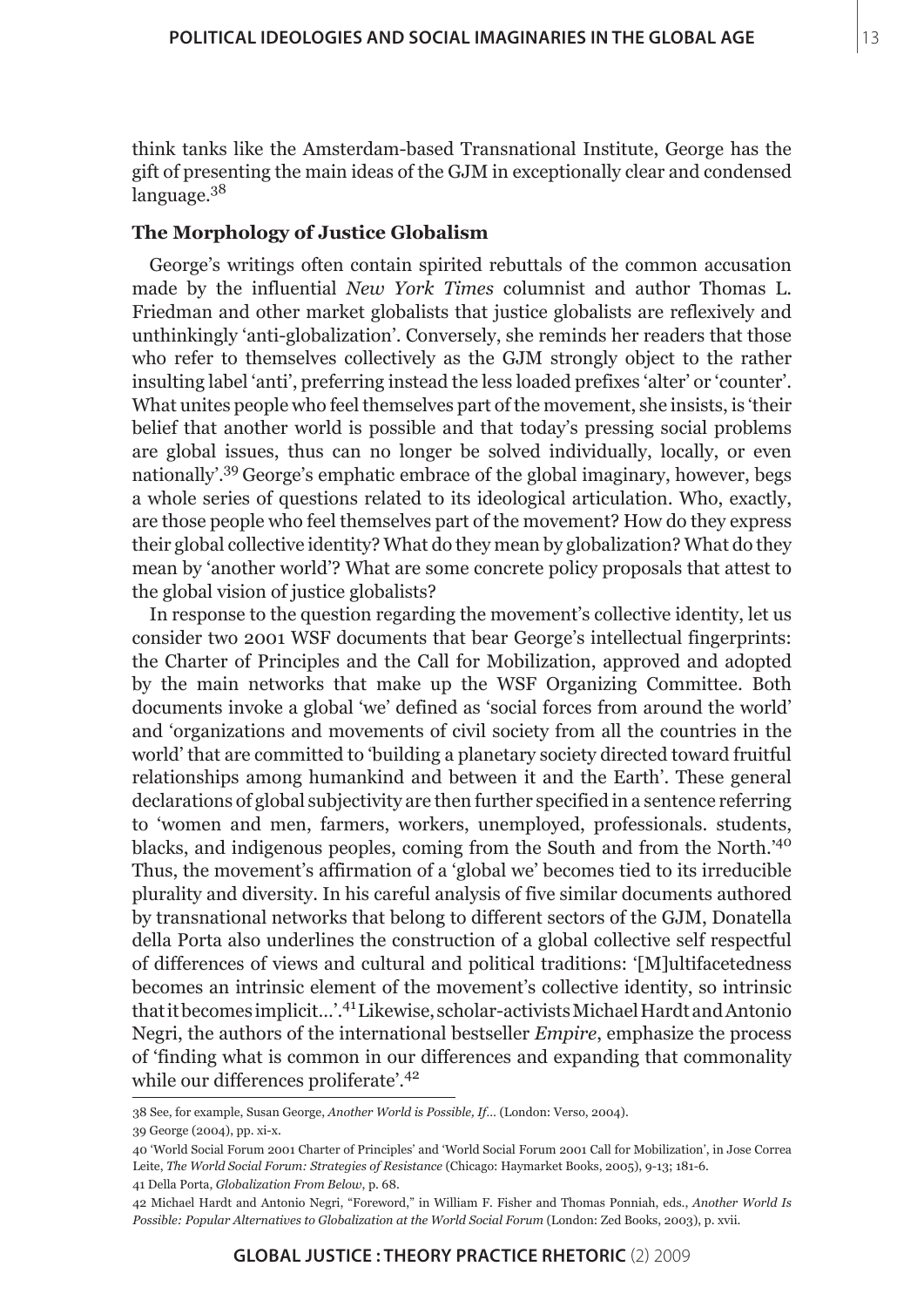think tanks like the Amsterdam-based Transnational Institute, George has the gift of presenting the main ideas of the GJM in exceptionally clear and condensed language.[38]

### The Morphology of Justice Globalism

George's writings often contain spirited rebuttals of the common accusation made by the influential *New York Times* columnist and author Thomas L. Friedman and other market globalists that justice globalists are reflexively and unthinkingly 'anti-globalization'. Conversely, she reminds her readers that those who refer to themselves collectively as the GJM strongly object to the rather insulting label 'anti', preferring instead the less loaded prefixes 'alter' or 'counter'. What unites people who feel themselves part of the movement, she insists, is 'their belief that another world is possible and that today's pressing social problems are global issues, thus can no longer be solved individually, locally, or even nationally'.[39] George's emphatic embrace of the global imaginary, however, begs a whole series of questions related to its ideological articulation. Who, exactly, are those people who feel themselves part of the movement? How do they express their global collective identity? What do they mean by globalization? What do they mean by 'another world'? What are some concrete policy proposals that attest to the global vision of justice globalists?

In response to the question regarding the movement's collective identity, let us consider two 2001 WSF documents that bear George's intellectual fingerprints: the Charter of Principles and the Call for Mobilization, approved and adopted by the main networks that make up the WSF Organizing Committee. Both documents invoke a global 'we' defined as 'social forces from around the world' and 'organizations and movements of civil society from all the countries in the world' that are committed to 'building a planetary society directed toward fruitful relationships among humankind and between it and the Earth'. These general declarations of global subjectivity are then further specified in a sentence referring to 'women and men, farmers, workers, unemployed, professionals. students, blacks, and indigenous peoples, coming from the South and from the North.'[40] Thus, the movement's affirmation of a 'global we' becomes tied to its irreducible plurality and diversity. In his careful analysis of five similar documents authored by transnational networks that belong to different sectors of the GJM, Donatella della Porta also underlines the construction of a global collective self respectful of differences of views and cultural and political traditions: '[M]ultifacetedness becomes an intrinsic element of the movement's collective identity, so intrinsic that it becomes implicit...'.[41] Likewise, scholar-activists Michael Hardt and Antonio Negri, the authors of the international bestseller *Empire*, emphasize the process of 'finding what is common in our differences and expanding that commonality while our differences proliferate'.[42]

---

38 See, for example, Susan George, *Another World is Possible, If...* (London: Verso, 2004).

39 George (2004), pp. xi-x.

40 'World Social Forum 2001 Charter of Principles' and 'World Social Forum 2001 Call for Mobilization', in Jose Correa Leite, *The World Social Forum: Strategies of Resistance* (Chicago: Haymarket Books, 2005), 9-13; 181-6.

41 Della Porta, *Globalization From Below*, p. 68.

42 Michael Hardt and Antonio Negri, "Foreword," in William F. Fisher and Thomas Ponniah, eds., *Another World Is Possible: Popular Alternatives to Globalization at the World Social Forum* (London: Zed Books, 2003), p. xvii.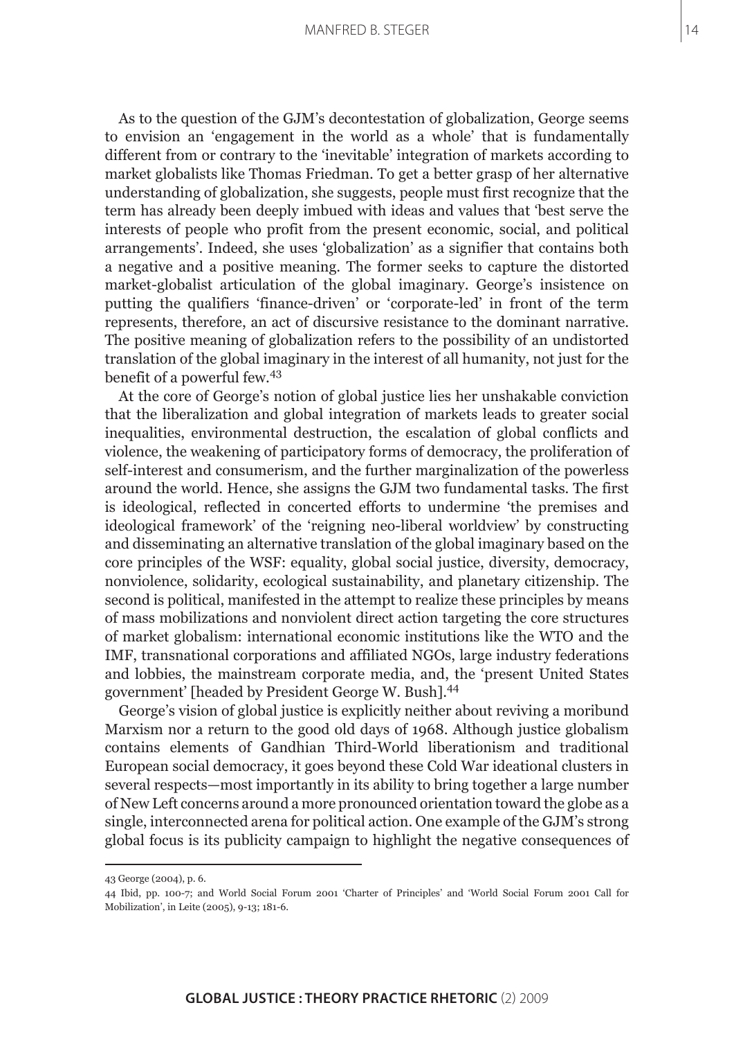As to the question of the GJM's decontestation of globalization, George seems to envision an 'engagement in the world as a whole' that is fundamentally different from or contrary to the 'inevitable' integration of markets according to market globalists like Thomas Friedman. To get a better grasp of her alternative understanding of globalization, she suggests, people must first recognize that the term has already been deeply imbued with ideas and values that 'best serve the interests of people who profit from the present economic, social, and political arrangements'. Indeed, she uses 'globalization' as a signifier that contains both a negative and a positive meaning. The former seeks to capture the distorted market-globalist articulation of the global imaginary. George's insistence on putting the qualifiers 'finance-driven' or 'corporate-led' in front of the term represents, therefore, an act of discursive resistance to the dominant narrative. The positive meaning of globalization refers to the possibility of an undistorted translation of the global imaginary in the interest of all humanity, not just for the benefit of a powerful few.[43]

At the core of George's notion of global justice lies her unshakable conviction that the liberalization and global integration of markets leads to greater social inequalities, environmental destruction, the escalation of global conflicts and violence, the weakening of participatory forms of democracy, the proliferation of self-interest and consumerism, and the further marginalization of the powerless around the world. Hence, she assigns the GJM two fundamental tasks. The first is ideological, reflected in concerted efforts to undermine 'the premises and ideological framework' of the 'reigning neo-liberal worldview' by constructing and disseminating an alternative translation of the global imaginary based on the core principles of the WSF: equality, global social justice, diversity, democracy, nonviolence, solidarity, ecological sustainability, and planetary citizenship. The second is political, manifested in the attempt to realize these principles by means of mass mobilizations and nonviolent direct action targeting the core structures of market globalism: international economic institutions like the WTO and the IMF, transnational corporations and affiliated NGOs, large industry federations and lobbies, the mainstream corporate media, and, the 'present United States government' [headed by President George W. Bush].[44]

George's vision of global justice is explicitly neither about reviving a moribund Marxism nor a return to the good old days of 1968. Although justice globalism contains elements of Gandhian Third-World liberationism and traditional European social democracy, it goes beyond these Cold War ideational clusters in several respects—most importantly in its ability to bring together a large number of New Left concerns around a more pronounced orientation toward the globe as a single, interconnected arena for political action. One example of the GJM's strong global focus is its publicity campaign to highlight the negative consequences of

---

43 George (2004), p. 6.

44 Ibid, pp. 100-7; and World Social Forum 2001 'Charter of Principles' and 'World Social Forum 2001 Call for Mobilization', in Leite (2005), 9-13; 181-6.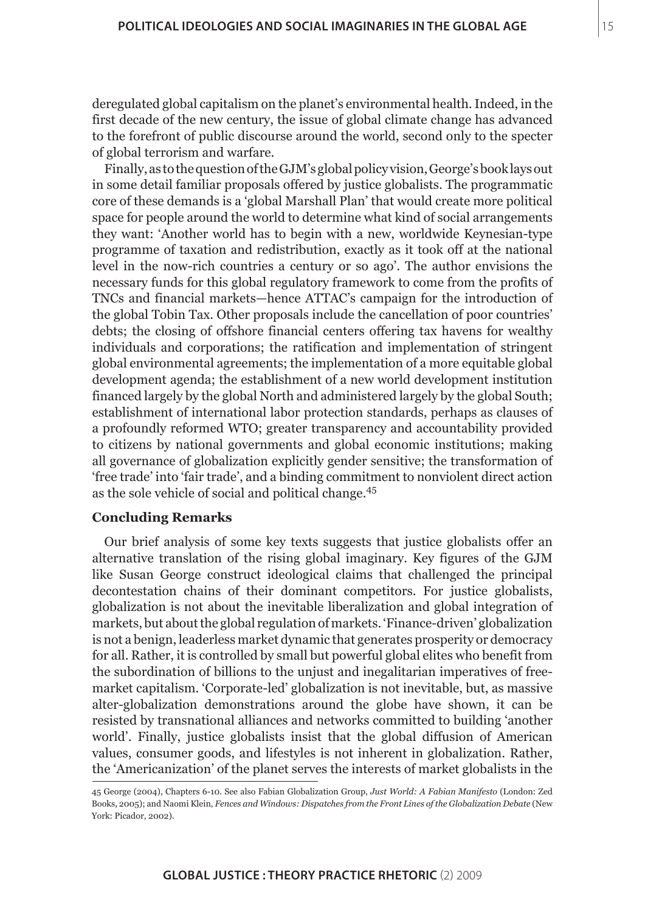deregulated global capitalism on the planet's environmental health. Indeed, in the first decade of the new century, the issue of global climate change has advanced to the forefront of public discourse around the world, second only to the specter of global terrorism and warfare.

Finally, as to the question of the GJM's global policy vision, George's book lays out in some detail familiar proposals offered by justice globalists. The programmatic core of these demands is a 'global Marshall Plan' that would create more political space for people around the world to determine what kind of social arrangements they want: 'Another world has to begin with a new, worldwide Keynesian-type programme of taxation and redistribution, exactly as it took off at the national level in the now-rich countries a century or so ago'. The author envisions the necessary funds for this global regulatory framework to come from the profits of TNCs and financial markets—hence ATTAC's campaign for the introduction of the global Tobin Tax. Other proposals include the cancellation of poor countries' debts; the closing of offshore financial centers offering tax havens for wealthy individuals and corporations; the ratification and implementation of stringent global environmental agreements; the implementation of a more equitable global development agenda; the establishment of a new world development institution financed largely by the global North and administered largely by the global South; establishment of international labor protection standards, perhaps as clauses of a profoundly reformed WTO; greater transparency and accountability provided to citizens by national governments and global economic institutions; making all governance of globalization explicitly gender sensitive; the transformation of 'free trade' into 'fair trade', and a binding commitment to nonviolent direct action as the sole vehicle of social and political change.[45]

### Concluding Remarks

Our brief analysis of some key texts suggests that justice globalists offer an alternative translation of the rising global imaginary. Key figures of the GJM like Susan George construct ideological claims that challenged the principal decontestation chains of their dominant competitors. For justice globalists, globalization is not about the inevitable liberalization and global integration of markets, but about the global regulation of markets. 'Finance-driven' globalization is not a benign, leaderless market dynamic that generates prosperity or democracy for all. Rather, it is controlled by small but powerful global elites who benefit from the subordination of billions to the unjust and inegalitarian imperatives of free-market capitalism. 'Corporate-led' globalization is not inevitable, but, as massive alter-globalization demonstrations around the globe have shown, it can be resisted by transnational alliances and networks committed to building 'another world'. Finally, justice globalists insist that the global diffusion of American values, consumer goods, and lifestyles is not inherent in globalization. Rather, the 'Americanization' of the planet serves the interests of market globalists in the

45 George (2004), Chapters 6-10. See also Fabian Globalization Group, *Just World: A Fabian Manifesto* (London: Zed Books, 2005); and Naomi Klein, *Fences and Windows: Dispatches from the Front Lines of the Globalization Debate* (New York: Picador, 2002).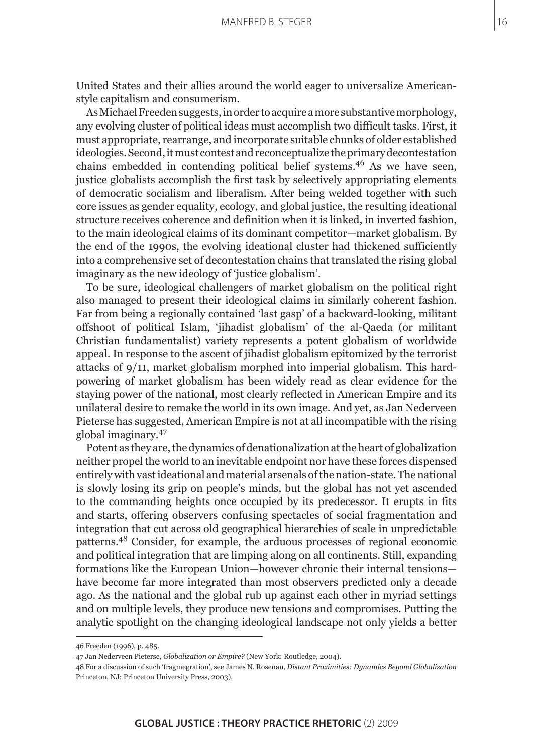United States and their allies around the world eager to universalize American-style capitalism and consumerism.

As Michael Freeden suggests, in order to acquire a more substantive morphology, any evolving cluster of political ideas must accomplish two difficult tasks. First, it must appropriate, rearrange, and incorporate suitable chunks of older established ideologies. Second, it must contest and reconceptualize the primary decontestation chains embedded in contending political belief systems.[46] As we have seen, justice globalists accomplish the first task by selectively appropriating elements of democratic socialism and liberalism. After being welded together with such core issues as gender equality, ecology, and global justice, the resulting ideational structure receives coherence and definition when it is linked, in inverted fashion, to the main ideological claims of its dominant competitor—market globalism. By the end of the 1990s, the evolving ideational cluster had thickened sufficiently into a comprehensive set of decontestation chains that translated the rising global imaginary as the new ideology of 'justice globalism'.

To be sure, ideological challengers of market globalism on the political right also managed to present their ideological claims in similarly coherent fashion. Far from being a regionally contained 'last gasp' of a backward-looking, militant offshoot of political Islam, 'jihadist globalism' of the al-Qaeda (or militant Christian fundamentalist) variety represents a potent globalism of worldwide appeal. In response to the ascent of jihadist globalism epitomized by the terrorist attacks of 9/11, market globalism morphed into imperial globalism. This hard-powering of market globalism has been widely read as clear evidence for the staying power of the national, most clearly reflected in American Empire and its unilateral desire to remake the world in its own image. And yet, as Jan Nederveen Pieterse has suggested, American Empire is not at all incompatible with the rising global imaginary.[47]

Potent as they are, the dynamics of denationalization at the heart of globalization neither propel the world to an inevitable endpoint nor have these forces dispensed entirely with vast ideational and material arsenals of the nation-state. The national is slowly losing its grip on people's minds, but the global has not yet ascended to the commanding heights once occupied by its predecessor. It erupts in fits and starts, offering observers confusing spectacles of social fragmentation and integration that cut across old geographical hierarchies of scale in unpredictable patterns.[48] Consider, for example, the arduous processes of regional economic and political integration that are limping along on all continents. Still, expanding formations like the European Union—however chronic their internal tensions—have become far more integrated than most observers predicted only a decade ago. As the national and the global rub up against each other in myriad settings and on multiple levels, they produce new tensions and compromises. Putting the analytic spotlight on the changing ideological landscape not only yields a better

---

46 Freeden (1996), p. 485.

47 Jan Nederveen Pieterse, *Globalization or Empire?* (New York: Routledge, 2004).

48 For a discussion of such 'fragmegration', see James N. Rosenau, *Distant Proximities: Dynamics Beyond Globalization* Princeton, NJ: Princeton University Press, 2003).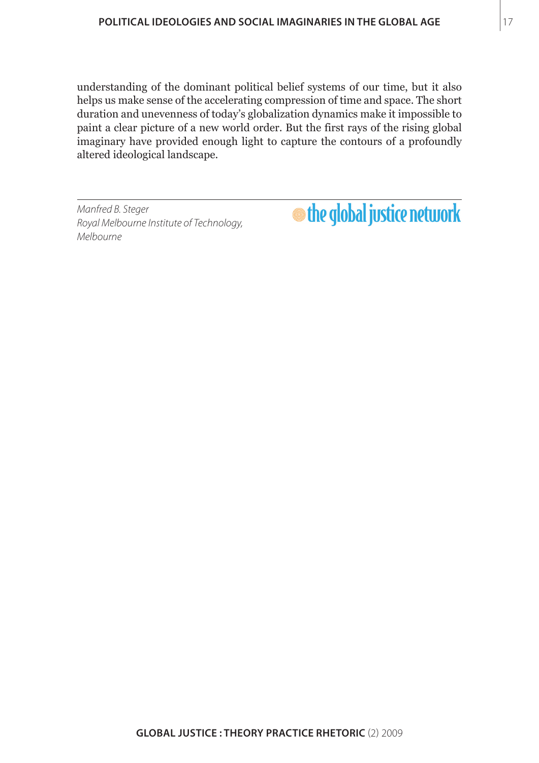understanding of the dominant political belief systems of our time, but it also helps us make sense of the accelerating compression of time and space. The short duration and unevenness of today's globalization dynamics make it impossible to paint a clear picture of a new world order. But the first rays of the rising global imaginary have provided enough light to capture the contours of a profoundly altered ideological landscape.

---

*Manfred B. Steger*
*Royal Melbourne Institute of Technology, Melbourne*

the global justice network